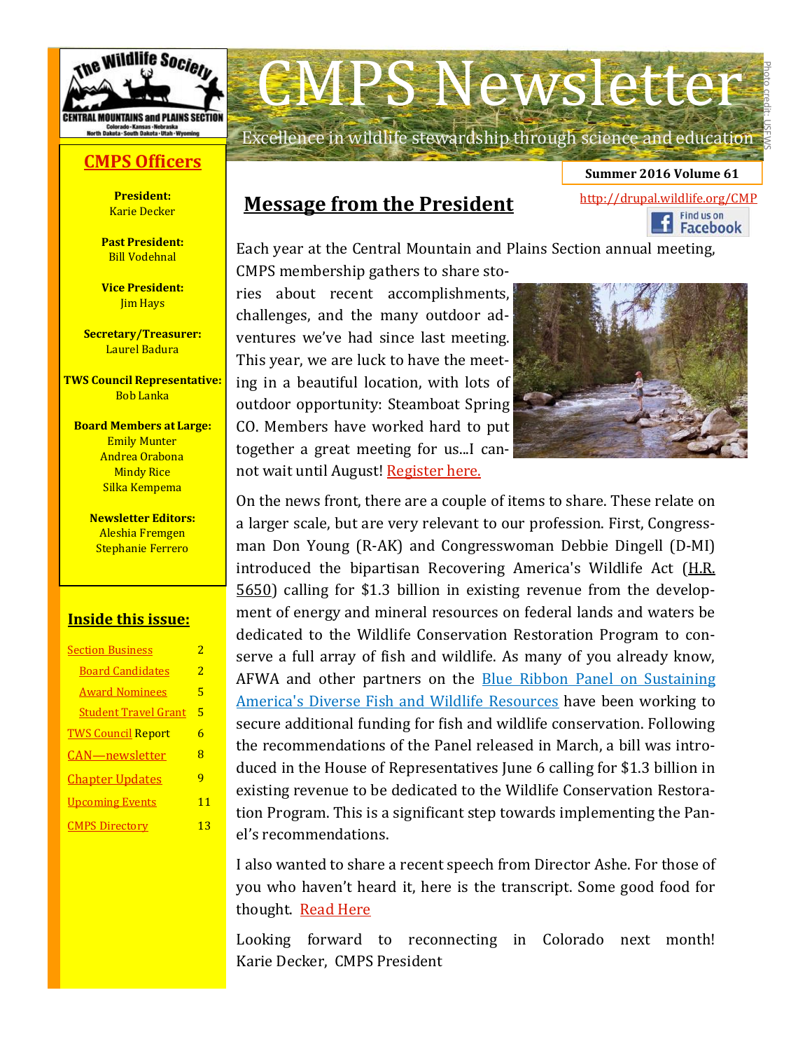# CMPS Newsletter

Excellence in wildlife stewardship through science and education

Photo credit: USFWS

**Summer 2016 Volume 61**

http://drupal.wildlife.org/CMP

Find us on Facebook

## CMPS Officers

**President:**
Karie Decker

**Past President:**
Bill Vodehnal

**Vice President:**
Jim Hays

**Secretary/Treasurer:**
Laurel Badura

**TWS Council Representative:**
Bob Lanka

**Board Members at Large:**
Emily Munter
Andrea Orabona
Mindy Rice
Silka Kempema

**Newsletter Editors:**
Aleshia Fremgen
Stephanie Ferrero

## Inside this issue:

| | |
|---|---|
| Section Business | 2 |
| Board Candidates | 2 |
| Award Nominees | 5 |
| Student Travel Grant | 5 |
| TWS Council Report | 6 |
| CAN—newsletter | 8 |
| Chapter Updates | 9 |
| Upcoming Events | 11 |
| CMPS Directory | 13 |

## Message from the President

Each year at the Central Mountain and Plains Section annual meeting, CMPS membership gathers to share stories about recent accomplishments, challenges, and the many outdoor adventures we've had since last meeting. This year, we are luck to have the meeting in a beautiful location, with lots of outdoor opportunity: Steamboat Spring CO. Members have worked hard to put together a great meeting for us...I cannot wait until August! Register here.

On the news front, there are a couple of items to share. These relate on a larger scale, but are very relevant to our profession. First, Congressman Don Young (R-AK) and Congresswoman Debbie Dingell (D-MI) introduced the bipartisan Recovering America's Wildlife Act (H.R. 5650) calling for $1.3 billion in existing revenue from the development of energy and mineral resources on federal lands and waters be dedicated to the Wildlife Conservation Restoration Program to conserve a full array of fish and wildlife. As many of you already know, AFWA and other partners on the Blue Ribbon Panel on Sustaining America's Diverse Fish and Wildlife Resources have been working to secure additional funding for fish and wildlife conservation. Following the recommendations of the Panel released in March, a bill was introduced in the House of Representatives June 6 calling for $1.3 billion in existing revenue to be dedicated to the Wildlife Conservation Restoration Program. This is a significant step towards implementing the Panel's recommendations.

I also wanted to share a recent speech from Director Ashe. For those of you who haven't heard it, here is the transcript. Some good food for thought. Read Here

Looking forward to reconnecting in Colorado next month!
Karie Decker, CMPS President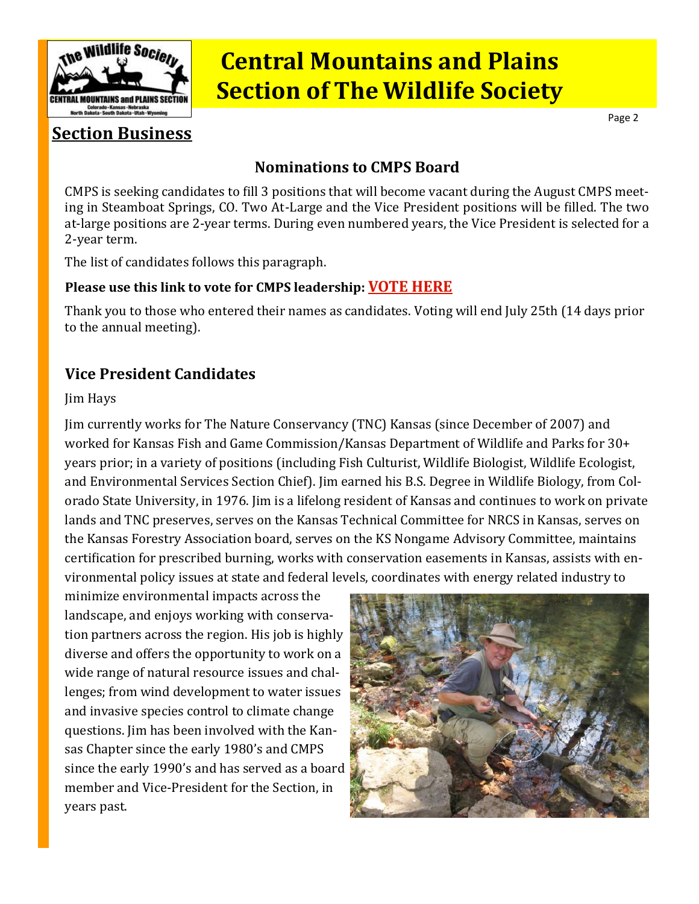# Central Mountains and Plains Section of The Wildlife Society

## Section Business

### Nominations to CMPS Board

CMPS is seeking candidates to fill 3 positions that will become vacant during the August CMPS meeting in Steamboat Springs, CO. Two At-Large and the Vice President positions will be filled. The two at-large positions are 2-year terms. During even numbered years, the Vice President is selected for a 2-year term.

The list of candidates follows this paragraph.

**Please use this link to vote for CMPS leadership: VOTE HERE**

Thank you to those who entered their names as candidates. Voting will end July 25th (14 days prior to the annual meeting).

### Vice President Candidates

Jim Hays

Jim currently works for The Nature Conservancy (TNC) Kansas (since December of 2007) and worked for Kansas Fish and Game Commission/Kansas Department of Wildlife and Parks for 30+ years prior; in a variety of positions (including Fish Culturist, Wildlife Biologist, Wildlife Ecologist, and Environmental Services Section Chief). Jim earned his B.S. Degree in Wildlife Biology, from Colorado State University, in 1976. Jim is a lifelong resident of Kansas and continues to work on private lands and TNC preserves, serves on the Kansas Technical Committee for NRCS in Kansas, serves on the Kansas Forestry Association board, serves on the KS Nongame Advisory Committee, maintains certification for prescribed burning, works with conservation easements in Kansas, assists with environmental policy issues at state and federal levels, coordinates with energy related industry to minimize environmental impacts across the landscape, and enjoys working with conservation partners across the region. His job is highly diverse and offers the opportunity to work on a wide range of natural resource issues and challenges; from wind development to water issues and invasive species control to climate change questions. Jim has been involved with the Kansas Chapter since the early 1980's and CMPS since the early 1990's and has served as a board member and Vice-President for the Section, in years past.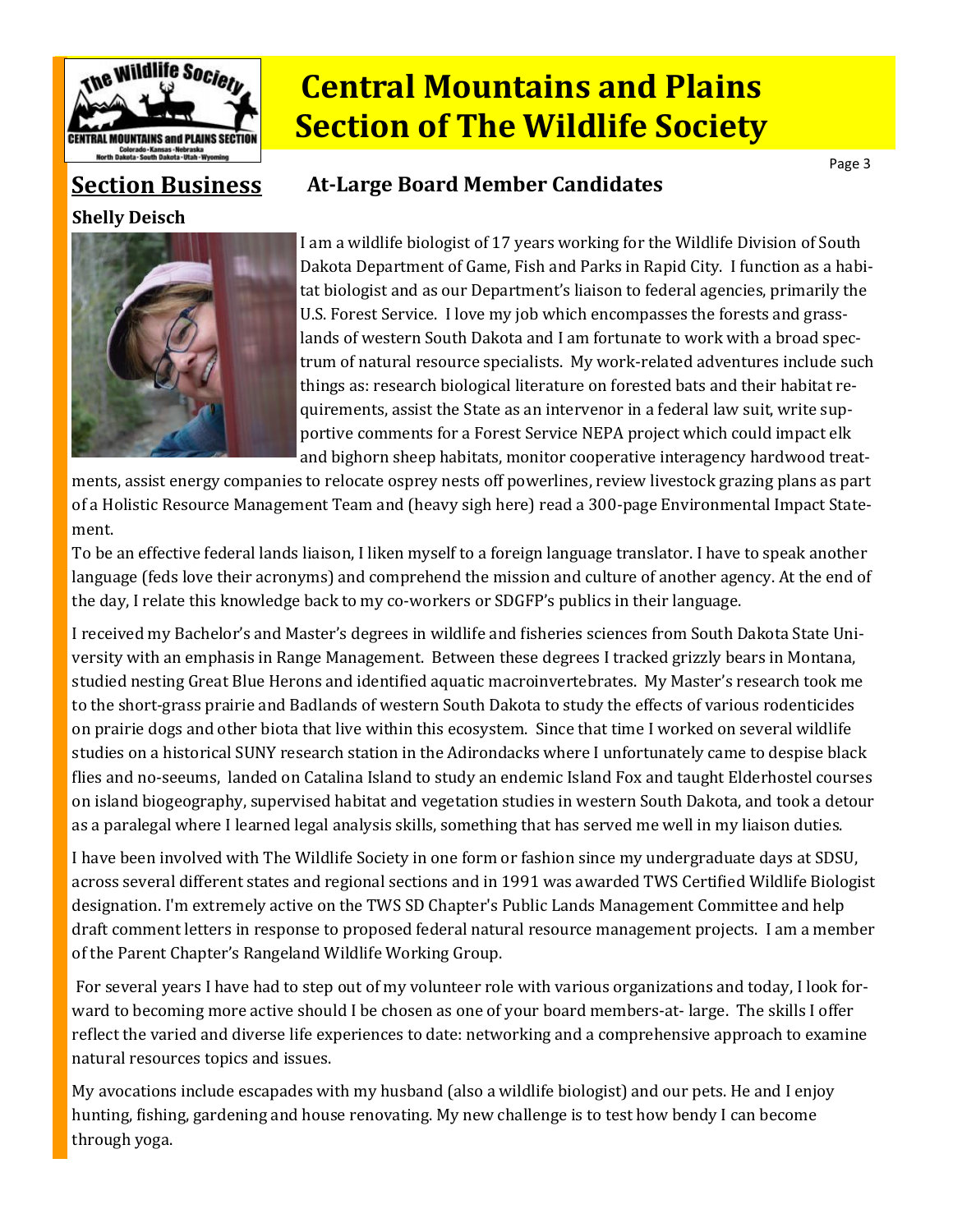# Central Mountains and Plains Section of The Wildlife Society

## Section Business

## At-Large Board Member Candidates

**Shelly Deisch**

I am a wildlife biologist of 17 years working for the Wildlife Division of South Dakota Department of Game, Fish and Parks in Rapid City. I function as a habitat biologist and as our Department's liaison to federal agencies, primarily the U.S. Forest Service. I love my job which encompasses the forests and grasslands of western South Dakota and I am fortunate to work with a broad spectrum of natural resource specialists. My work-related adventures include such things as: research biological literature on forested bats and their habitat requirements, assist the State as an intervenor in a federal law suit, write supportive comments for a Forest Service NEPA project which could impact elk and bighorn sheep habitats, monitor cooperative interagency hardwood treatments, assist energy companies to relocate osprey nests off powerlines, review livestock grazing plans as part of a Holistic Resource Management Team and (heavy sigh here) read a 300-page Environmental Impact Statement.

To be an effective federal lands liaison, I liken myself to a foreign language translator. I have to speak another language (feds love their acronyms) and comprehend the mission and culture of another agency. At the end of the day, I relate this knowledge back to my co-workers or SDGFP's publics in their language.

I received my Bachelor's and Master's degrees in wildlife and fisheries sciences from South Dakota State University with an emphasis in Range Management. Between these degrees I tracked grizzly bears in Montana, studied nesting Great Blue Herons and identified aquatic macroinvertebrates. My Master's research took me to the short-grass prairie and Badlands of western South Dakota to study the effects of various rodenticides on prairie dogs and other biota that live within this ecosystem. Since that time I worked on several wildlife studies on a historical SUNY research station in the Adirondacks where I unfortunately came to despise black flies and no-seeums, landed on Catalina Island to study an endemic Island Fox and taught Elderhostel courses on island biogeography, supervised habitat and vegetation studies in western South Dakota, and took a detour as a paralegal where I learned legal analysis skills, something that has served me well in my liaison duties.

I have been involved with The Wildlife Society in one form or fashion since my undergraduate days at SDSU, across several different states and regional sections and in 1991 was awarded TWS Certified Wildlife Biologist designation. I'm extremely active on the TWS SD Chapter's Public Lands Management Committee and help draft comment letters in response to proposed federal natural resource management projects. I am a member of the Parent Chapter's Rangeland Wildlife Working Group.

For several years I have had to step out of my volunteer role with various organizations and today, I look forward to becoming more active should I be chosen as one of your board members-at- large. The skills I offer reflect the varied and diverse life experiences to date: networking and a comprehensive approach to examine natural resources topics and issues.

My avocations include escapades with my husband (also a wildlife biologist) and our pets. He and I enjoy hunting, fishing, gardening and house renovating. My new challenge is to test how bendy I can become through yoga.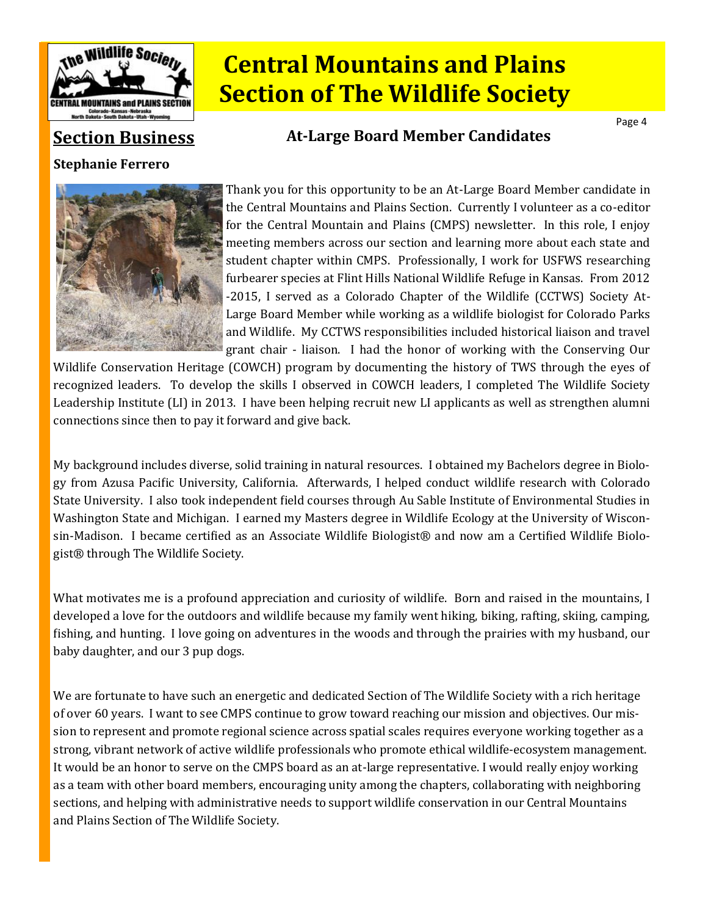## Section Business

### At-Large Board Member Candidates

**Stephanie Ferrero**

Thank you for this opportunity to be an At-Large Board Member candidate in the Central Mountains and Plains Section. Currently I volunteer as a co-editor for the Central Mountain and Plains (CMPS) newsletter. In this role, I enjoy meeting members across our section and learning more about each state and student chapter within CMPS. Professionally, I work for USFWS researching furbearer species at Flint Hills National Wildlife Refuge in Kansas. From 2012-2015, I served as a Colorado Chapter of the Wildlife (CCTWS) Society At-Large Board Member while working as a wildlife biologist for Colorado Parks and Wildlife. My CCTWS responsibilities included historical liaison and travel grant chair - liaison. I had the honor of working with the Conserving Our Wildlife Conservation Heritage (COWCH) program by documenting the history of TWS through the eyes of recognized leaders. To develop the skills I observed in COWCH leaders, I completed The Wildlife Society Leadership Institute (LI) in 2013. I have been helping recruit new LI applicants as well as strengthen alumni connections since then to pay it forward and give back.

My background includes diverse, solid training in natural resources. I obtained my Bachelors degree in Biology from Azusa Pacific University, California. Afterwards, I helped conduct wildlife research with Colorado State University. I also took independent field courses through Au Sable Institute of Environmental Studies in Washington State and Michigan. I earned my Masters degree in Wildlife Ecology at the University of Wisconsin-Madison. I became certified as an Associate Wildlife Biologist® and now am a Certified Wildlife Biologist® through The Wildlife Society.

What motivates me is a profound appreciation and curiosity of wildlife. Born and raised in the mountains, I developed a love for the outdoors and wildlife because my family went hiking, biking, rafting, skiing, camping, fishing, and hunting. I love going on adventures in the woods and through the prairies with my husband, our baby daughter, and our 3 pup dogs.

We are fortunate to have such an energetic and dedicated Section of The Wildlife Society with a rich heritage of over 60 years. I want to see CMPS continue to grow toward reaching our mission and objectives. Our mission to represent and promote regional science across spatial scales requires everyone working together as a strong, vibrant network of active wildlife professionals who promote ethical wildlife-ecosystem management. It would be an honor to serve on the CMPS board as an at-large representative. I would really enjoy working as a team with other board members, encouraging unity among the chapters, collaborating with neighboring sections, and helping with administrative needs to support wildlife conservation in our Central Mountains and Plains Section of The Wildlife Society.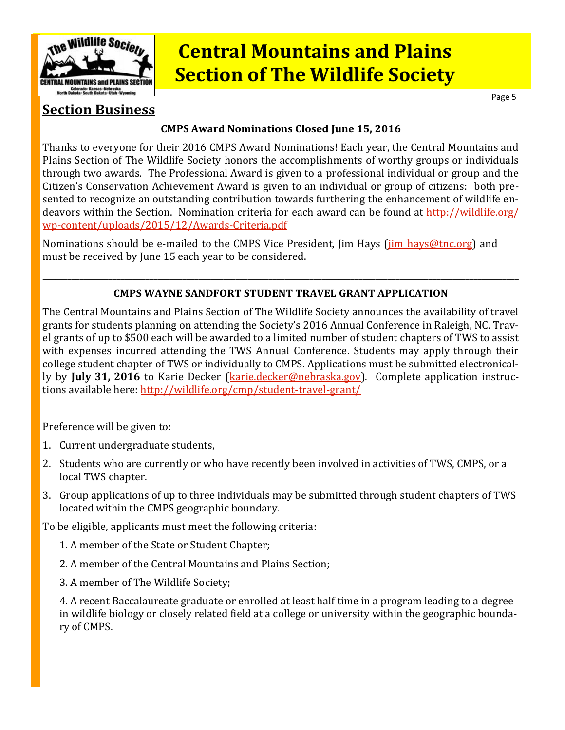# Central Mountains and Plains Section of The Wildlife Society

## Section Business

### CMPS Award Nominations Closed June 15, 2016

Thanks to everyone for their 2016 CMPS Award Nominations! Each year, the Central Mountains and Plains Section of The Wildlife Society honors the accomplishments of worthy groups or individuals through two awards. The Professional Award is given to a professional individual or group and the Citizen's Conservation Achievement Award is given to an individual or group of citizens: both presented to recognize an outstanding contribution towards furthering the enhancement of wildlife endeavors within the Section. Nomination criteria for each award can be found at http://wildlife.org/wp-content/uploads/2015/12/Awards-Criteria.pdf

Nominations should be e-mailed to the CMPS Vice President, Jim Hays (jim_hays@tnc.org) and must be received by June 15 each year to be considered.

---

### CMPS WAYNE SANDFORT STUDENT TRAVEL GRANT APPLICATION

The Central Mountains and Plains Section of The Wildlife Society announces the availability of travel grants for students planning on attending the Society's 2016 Annual Conference in Raleigh, NC. Travel grants of up to $500 each will be awarded to a limited number of student chapters of TWS to assist with expenses incurred attending the TWS Annual Conference. Students may apply through their college student chapter of TWS or individually to CMPS. Applications must be submitted electronically by **July 31, 2016** to Karie Decker (karie.decker@nebraska.gov). Complete application instructions available here: http://wildlife.org/cmp/student-travel-grant/

Preference will be given to:

1. Current undergraduate students,
2. Students who are currently or who have recently been involved in activities of TWS, CMPS, or a local TWS chapter.
3. Group applications of up to three individuals may be submitted through student chapters of TWS located within the CMPS geographic boundary.

To be eligible, applicants must meet the following criteria:

1. A member of the State or Student Chapter;
2. A member of the Central Mountains and Plains Section;
3. A member of The Wildlife Society;
4. A recent Baccalaureate graduate or enrolled at least half time in a program leading to a degree in wildlife biology or closely related field at a college or university within the geographic boundary of CMPS.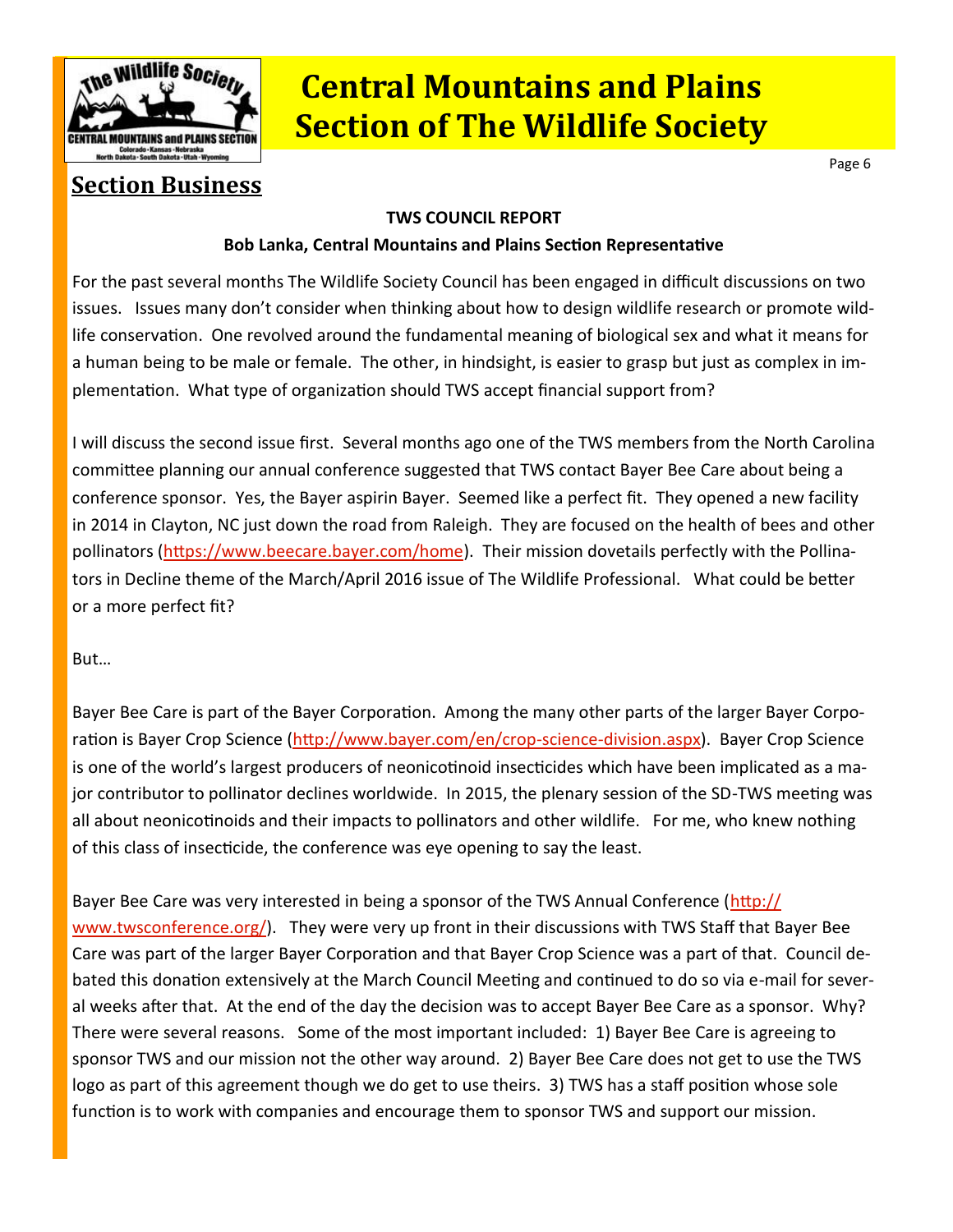## Section Business

**TWS COUNCIL REPORT**

**Bob Lanka, Central Mountains and Plains Section Representative**

For the past several months The Wildlife Society Council has been engaged in difficult discussions on two issues. Issues many don't consider when thinking about how to design wildlife research or promote wildlife conservation. One revolved around the fundamental meaning of biological sex and what it means for a human being to be male or female. The other, in hindsight, is easier to grasp but just as complex in implementation. What type of organization should TWS accept financial support from?

I will discuss the second issue first. Several months ago one of the TWS members from the North Carolina committee planning our annual conference suggested that TWS contact Bayer Bee Care about being a conference sponsor. Yes, the Bayer aspirin Bayer. Seemed like a perfect fit. They opened a new facility in 2014 in Clayton, NC just down the road from Raleigh. They are focused on the health of bees and other pollinators (https://www.beecare.bayer.com/home). Their mission dovetails perfectly with the Pollinators in Decline theme of the March/April 2016 issue of The Wildlife Professional. What could be better or a more perfect fit?

But…

Bayer Bee Care is part of the Bayer Corporation. Among the many other parts of the larger Bayer Corporation is Bayer Crop Science (http://www.bayer.com/en/crop-science-division.aspx). Bayer Crop Science is one of the world's largest producers of neonicotinoid insecticides which have been implicated as a major contributor to pollinator declines worldwide. In 2015, the plenary session of the SD-TWS meeting was all about neonicotinoids and their impacts to pollinators and other wildlife. For me, who knew nothing of this class of insecticide, the conference was eye opening to say the least.

Bayer Bee Care was very interested in being a sponsor of the TWS Annual Conference (http://www.twsconference.org/). They were very up front in their discussions with TWS Staff that Bayer Bee Care was part of the larger Bayer Corporation and that Bayer Crop Science was a part of that. Council debated this donation extensively at the March Council Meeting and continued to do so via e-mail for several weeks after that. At the end of the day the decision was to accept Bayer Bee Care as a sponsor. Why? There were several reasons. Some of the most important included: 1) Bayer Bee Care is agreeing to sponsor TWS and our mission not the other way around. 2) Bayer Bee Care does not get to use the TWS logo as part of this agreement though we do get to use theirs. 3) TWS has a staff position whose sole function is to work with companies and encourage them to sponsor TWS and support our mission.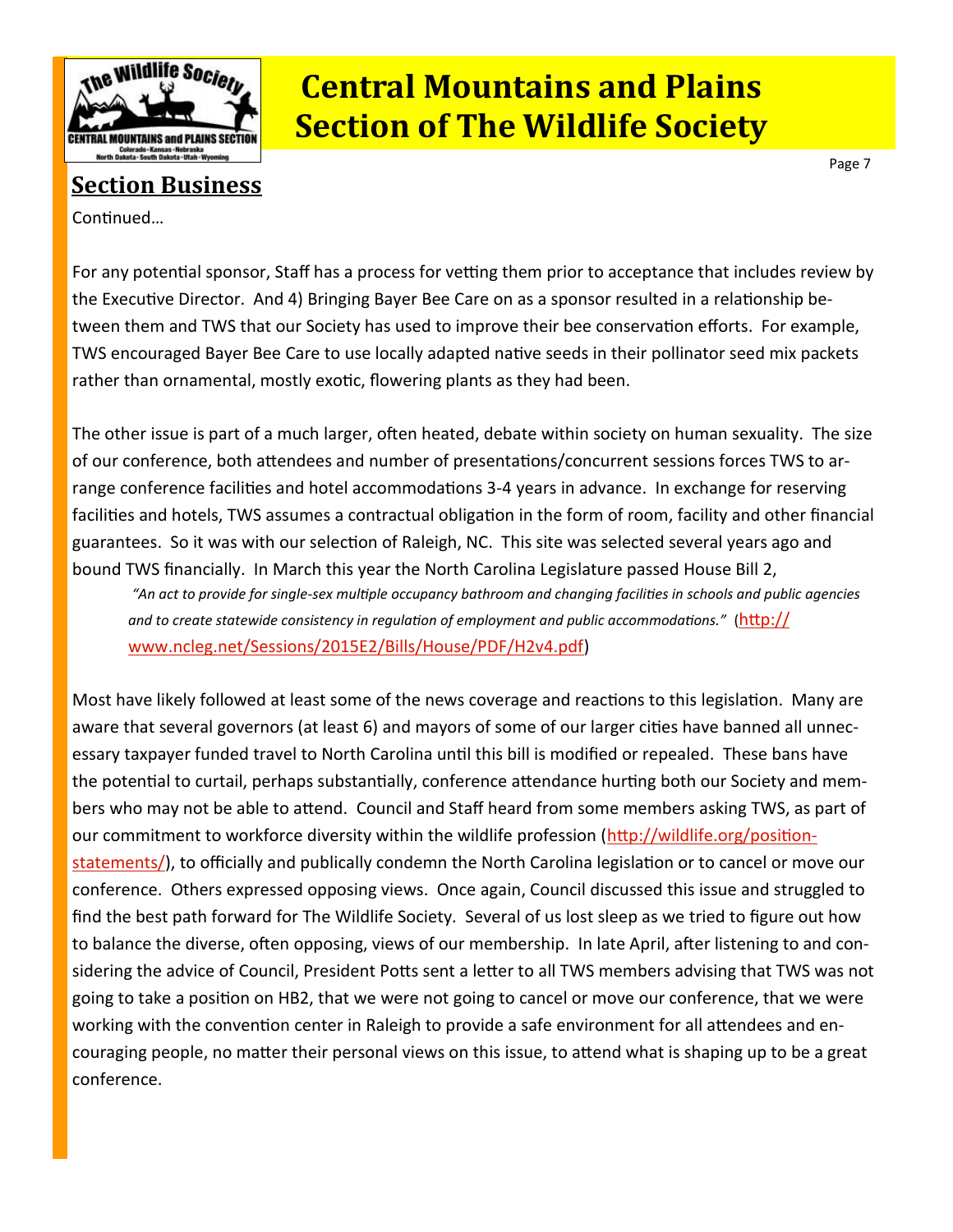## Section Business

Continued…

For any potential sponsor, Staff has a process for vetting them prior to acceptance that includes review by the Executive Director. And 4) Bringing Bayer Bee Care on as a sponsor resulted in a relationship between them and TWS that our Society has used to improve their bee conservation efforts. For example, TWS encouraged Bayer Bee Care to use locally adapted native seeds in their pollinator seed mix packets rather than ornamental, mostly exotic, flowering plants as they had been.

The other issue is part of a much larger, often heated, debate within society on human sexuality. The size of our conference, both attendees and number of presentations/concurrent sessions forces TWS to arrange conference facilities and hotel accommodations 3-4 years in advance. In exchange for reserving facilities and hotels, TWS assumes a contractual obligation in the form of room, facility and other financial guarantees. So it was with our selection of Raleigh, NC. This site was selected several years ago and bound TWS financially. In March this year the North Carolina Legislature passed House Bill 2,

> *"An act to provide for single-sex multiple occupancy bathroom and changing facilities in schools and public agencies and to create statewide consistency in regulation of employment and public accommodations."* (http://www.ncleg.net/Sessions/2015E2/Bills/House/PDF/H2v4.pdf)

Most have likely followed at least some of the news coverage and reactions to this legislation. Many are aware that several governors (at least 6) and mayors of some of our larger cities have banned all unnecessary taxpayer funded travel to North Carolina until this bill is modified or repealed. These bans have the potential to curtail, perhaps substantially, conference attendance hurting both our Society and members who may not be able to attend. Council and Staff heard from some members asking TWS, as part of our commitment to workforce diversity within the wildlife profession (http://wildlife.org/position-statements/), to officially and publically condemn the North Carolina legislation or to cancel or move our conference. Others expressed opposing views. Once again, Council discussed this issue and struggled to find the best path forward for The Wildlife Society. Several of us lost sleep as we tried to figure out how to balance the diverse, often opposing, views of our membership. In late April, after listening to and considering the advice of Council, President Potts sent a letter to all TWS members advising that TWS was not going to take a position on HB2, that we were not going to cancel or move our conference, that we were working with the convention center in Raleigh to provide a safe environment for all attendees and encouraging people, no matter their personal views on this issue, to attend what is shaping up to be a great conference.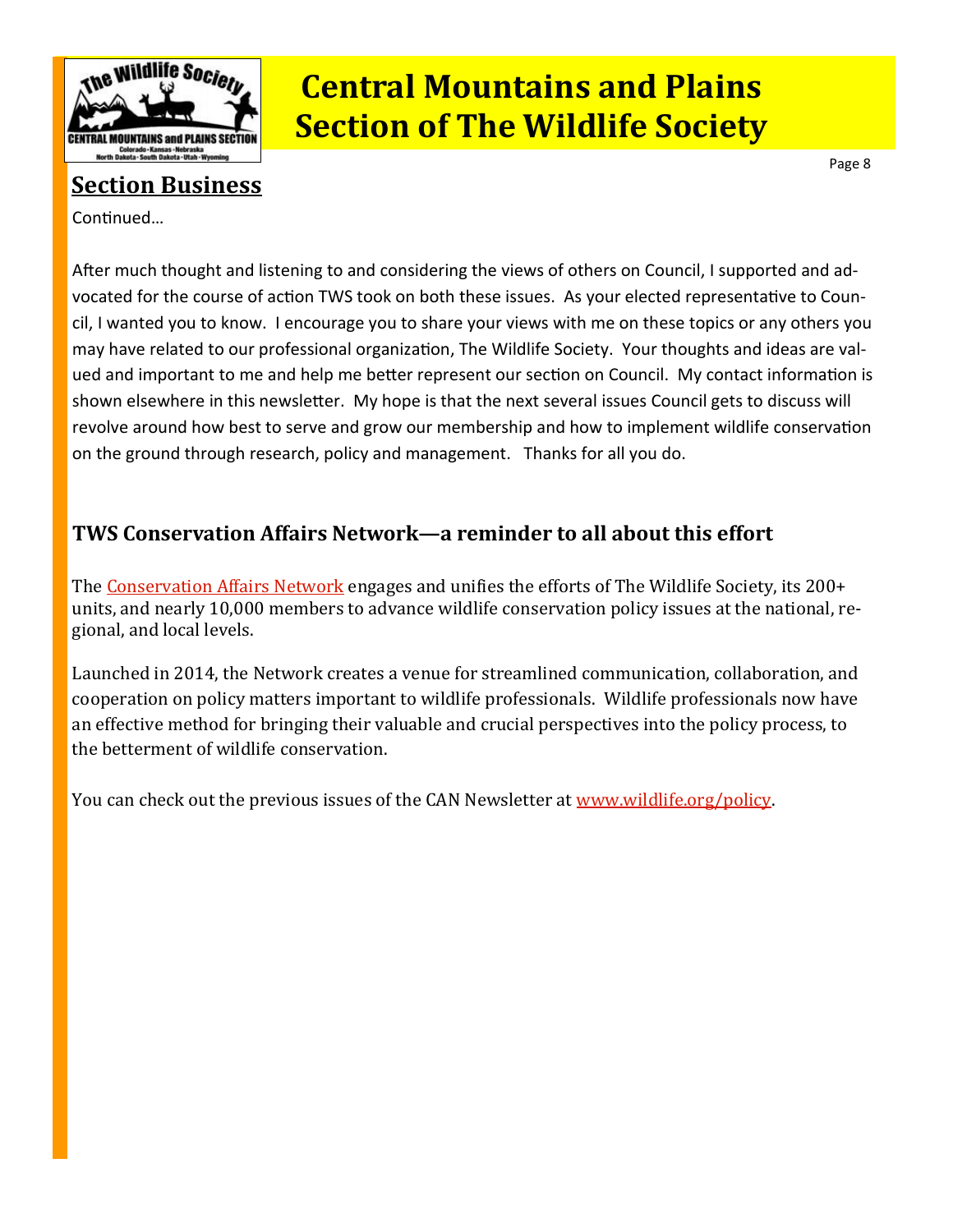# Central Mountains and Plains Section of The Wildlife Society

## Section Business

Continued…

After much thought and listening to and considering the views of others on Council, I supported and advocated for the course of action TWS took on both these issues. As your elected representative to Council, I wanted you to know. I encourage you to share your views with me on these topics or any others you may have related to our professional organization, The Wildlife Society. Your thoughts and ideas are valued and important to me and help me better represent our section on Council. My contact information is shown elsewhere in this newsletter. My hope is that the next several issues Council gets to discuss will revolve around how best to serve and grow our membership and how to implement wildlife conservation on the ground through research, policy and management. Thanks for all you do.

### TWS Conservation Affairs Network—a reminder to all about this effort

The Conservation Affairs Network engages and unifies the efforts of The Wildlife Society, its 200+ units, and nearly 10,000 members to advance wildlife conservation policy issues at the national, regional, and local levels.

Launched in 2014, the Network creates a venue for streamlined communication, collaboration, and cooperation on policy matters important to wildlife professionals. Wildlife professionals now have an effective method for bringing their valuable and crucial perspectives into the policy process, to the betterment of wildlife conservation.

You can check out the previous issues of the CAN Newsletter at www.wildlife.org/policy.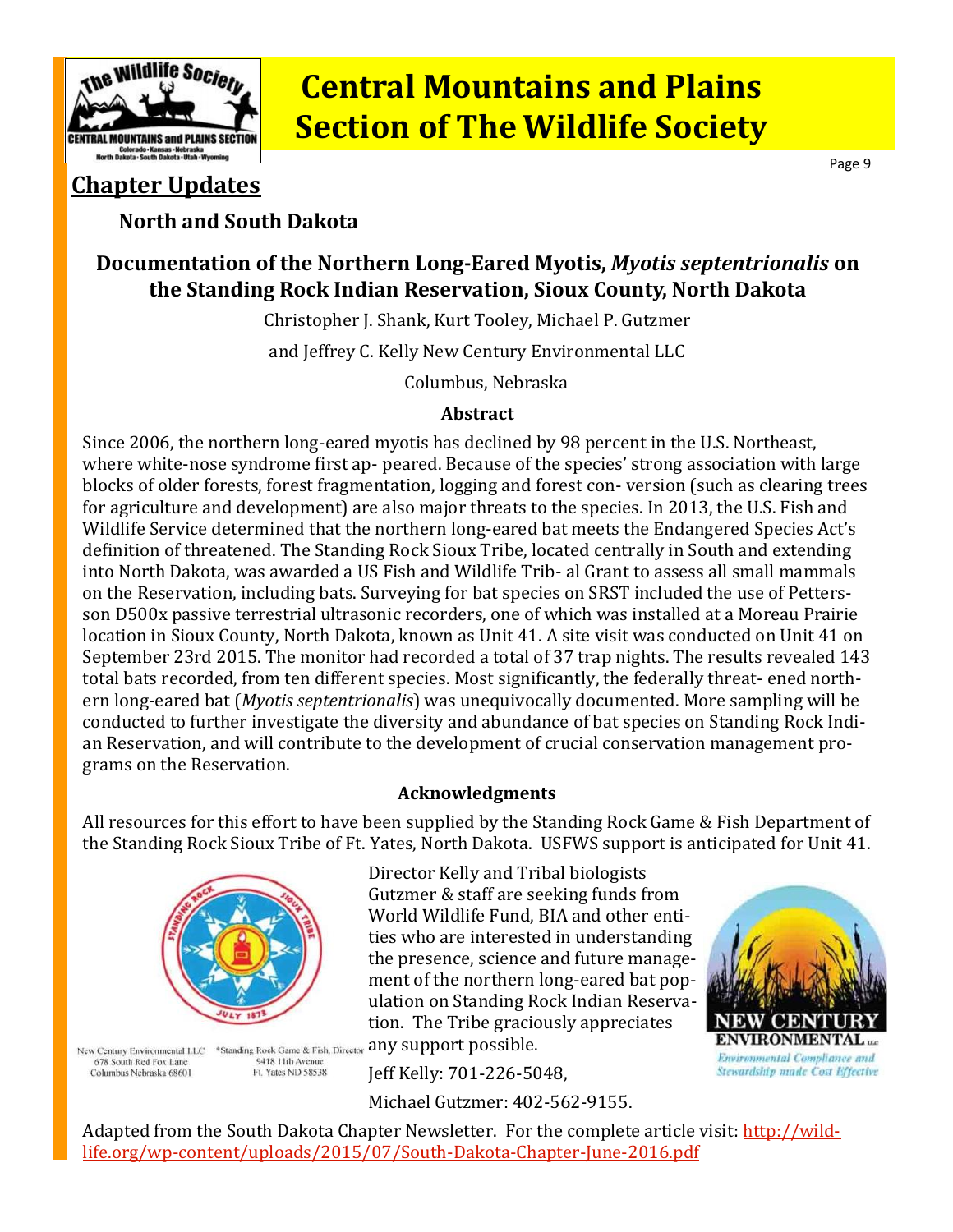# Central Mountains and Plains Section of The Wildlife Society

## Chapter Updates

### North and South Dakota

### Documentation of the Northern Long-Eared Myotis, *Myotis septentrionalis* on the Standing Rock Indian Reservation, Sioux County, North Dakota

Christopher J. Shank, Kurt Tooley, Michael P. Gutzmer

and Jeffrey C. Kelly New Century Environmental LLC

Columbus, Nebraska

**Abstract**

Since 2006, the northern long-eared myotis has declined by 98 percent in the U.S. Northeast, where white-nose syndrome first ap- peared. Because of the species' strong association with large blocks of older forests, forest fragmentation, logging and forest con- version (such as clearing trees for agriculture and development) are also major threats to the species. In 2013, the U.S. Fish and Wildlife Service determined that the northern long-eared bat meets the Endangered Species Act's definition of threatened. The Standing Rock Sioux Tribe, located centrally in South and extending into North Dakota, was awarded a US Fish and Wildlife Trib- al Grant to assess all small mammals on the Reservation, including bats. Surveying for bat species on SRST included the use of Pettersson D500x passive terrestrial ultrasonic recorders, one of which was installed at a Moreau Prairie location in Sioux County, North Dakota, known as Unit 41. A site visit was conducted on Unit 41 on September 23rd 2015. The monitor had recorded a total of 37 trap nights. The results revealed 143 total bats recorded, from ten different species. Most significantly, the federally threat- ened northern long-eared bat (*Myotis septentrionalis*) was unequivocally documented. More sampling will be conducted to further investigate the diversity and abundance of bat species on Standing Rock Indian Reservation, and will contribute to the development of crucial conservation management programs on the Reservation.

**Acknowledgments**

All resources for this effort to have been supplied by the Standing Rock Game & Fish Department of the Standing Rock Sioux Tribe of Ft. Yates, North Dakota. USFWS support is anticipated for Unit 41.

New Century Environmental LLC
678 South Red Fox Lane
Columbus Nebraska 68601

*Standing Rock Game & Fish, Director
9418 11th Avenue
Ft. Yates ND 58538

Director Kelly and Tribal biologists Gutzmer & staff are seeking funds from World Wildlife Fund, BIA and other entities who are interested in understanding the presence, science and future management of the northern long-eared bat population on Standing Rock Indian Reservation. The Tribe graciously appreciates any support possible.

Jeff Kelly: 701-226-5048,

Michael Gutzmer: 402-562-9155.

NEW CENTURY ENVIRONMENTAL LLC
Environmental Compliance and Stewardship made Cost Effective

Adapted from the South Dakota Chapter Newsletter. For the complete article visit: http://wildlife.org/wp-content/uploads/2015/07/South-Dakota-Chapter-June-2016.pdf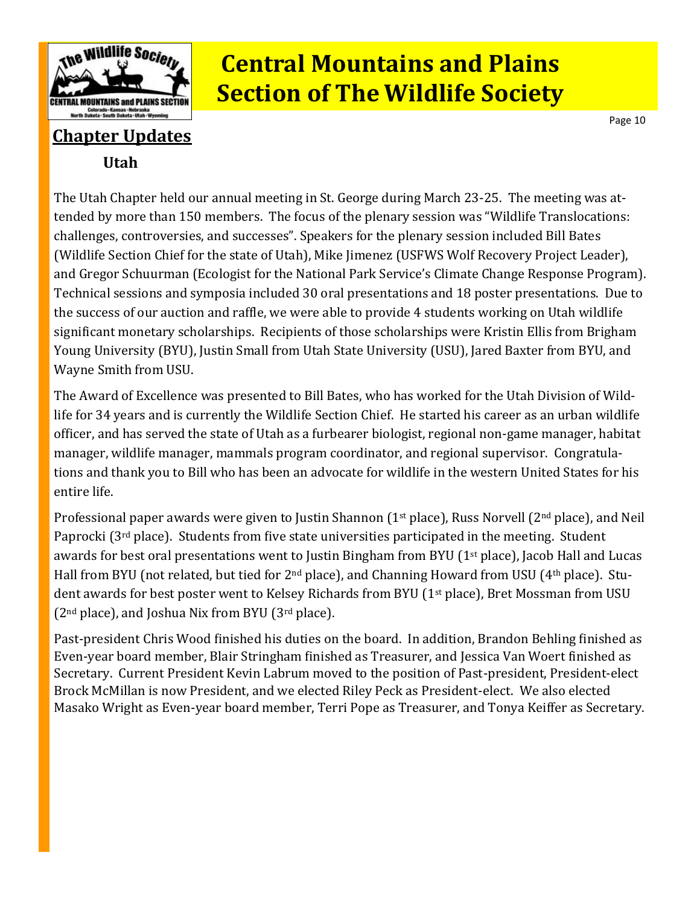# Central Mountains and Plains Section of The Wildlife Society

## Chapter Updates

### Utah

The Utah Chapter held our annual meeting in St. George during March 23-25. The meeting was attended by more than 150 members. The focus of the plenary session was "Wildlife Translocations: challenges, controversies, and successes". Speakers for the plenary session included Bill Bates (Wildlife Section Chief for the state of Utah), Mike Jimenez (USFWS Wolf Recovery Project Leader), and Gregor Schuurman (Ecologist for the National Park Service's Climate Change Response Program). Technical sessions and symposia included 30 oral presentations and 18 poster presentations. Due to the success of our auction and raffle, we were able to provide 4 students working on Utah wildlife significant monetary scholarships. Recipients of those scholarships were Kristin Ellis from Brigham Young University (BYU), Justin Small from Utah State University (USU), Jared Baxter from BYU, and Wayne Smith from USU.

The Award of Excellence was presented to Bill Bates, who has worked for the Utah Division of Wildlife for 34 years and is currently the Wildlife Section Chief. He started his career as an urban wildlife officer, and has served the state of Utah as a furbearer biologist, regional non-game manager, habitat manager, wildlife manager, mammals program coordinator, and regional supervisor. Congratulations and thank you to Bill who has been an advocate for wildlife in the western United States for his entire life.

Professional paper awards were given to Justin Shannon (1st place), Russ Norvell (2nd place), and Neil Paprocki (3rd place). Students from five state universities participated in the meeting. Student awards for best oral presentations went to Justin Bingham from BYU (1st place), Jacob Hall and Lucas Hall from BYU (not related, but tied for 2nd place), and Channing Howard from USU (4th place). Student awards for best poster went to Kelsey Richards from BYU (1st place), Bret Mossman from USU (2nd place), and Joshua Nix from BYU (3rd place).

Past-president Chris Wood finished his duties on the board. In addition, Brandon Behling finished as Even-year board member, Blair Stringham finished as Treasurer, and Jessica Van Woert finished as Secretary. Current President Kevin Labrum moved to the position of Past-president, President-elect Brock McMillan is now President, and we elected Riley Peck as President-elect. We also elected Masako Wright as Even-year board member, Terri Pope as Treasurer, and Tonya Keiffer as Secretary.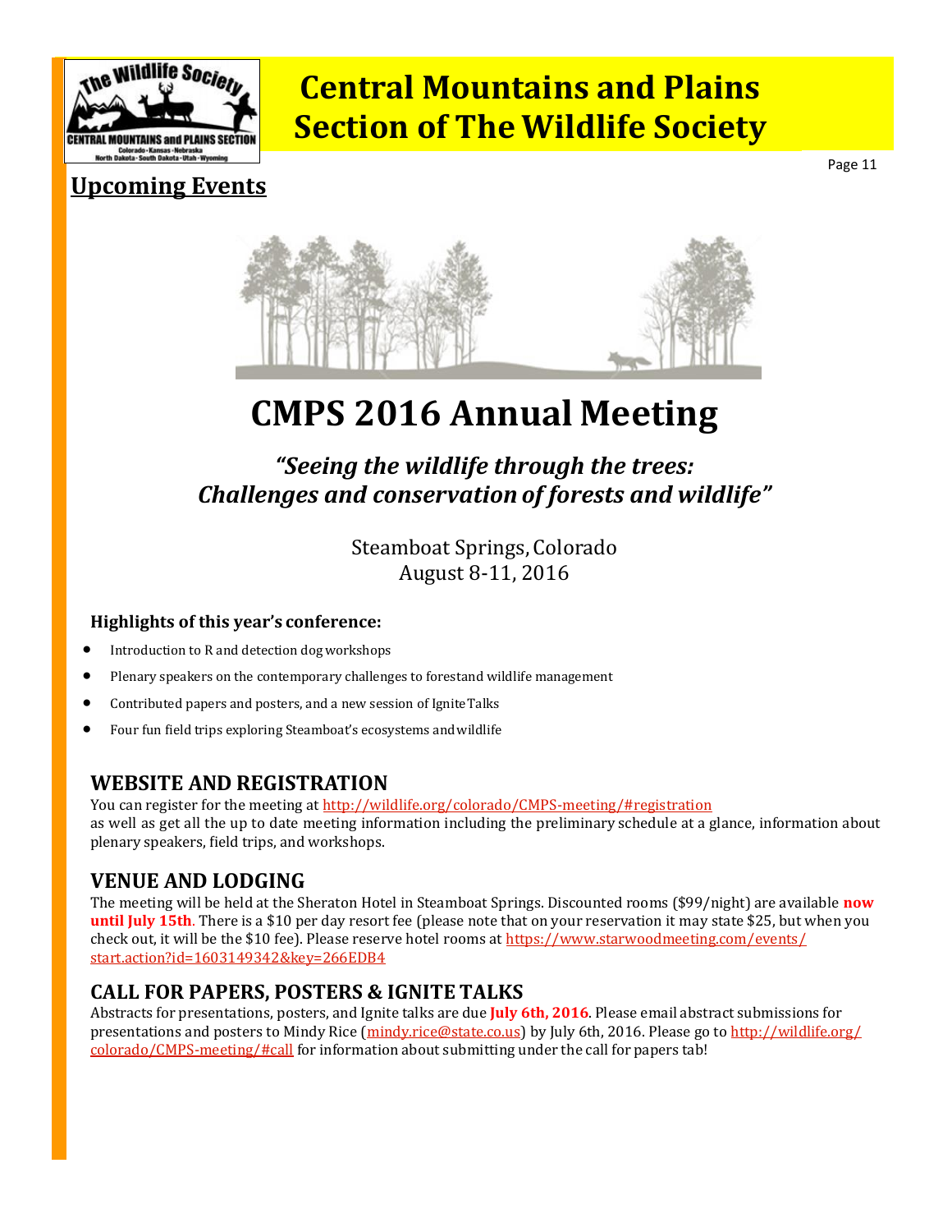## Upcoming Events

# CMPS 2016 Annual Meeting

### *"Seeing the wildlife through the trees: Challenges and conservation of forests and wildlife"*

Steamboat Springs, Colorado
August 8-11, 2016

**Highlights of this year's conference:**

- Introduction to R and detection dog workshops
- Plenary speakers on the contemporary challenges to forestand wildlife management
- Contributed papers and posters, and a new session of Ignite Talks
- Four fun field trips exploring Steamboat's ecosystems and wildlife

## WEBSITE AND REGISTRATION

You can register for the meeting at http://wildlife.org/colorado/CMPS-meeting/#registration as well as get all the up to date meeting information including the preliminary schedule at a glance, information about plenary speakers, field trips, and workshops.

## VENUE AND LODGING

The meeting will be held at the Sheraton Hotel in Steamboat Springs. Discounted rooms ($99/night) are available **now until July 15th**. There is a $10 per day resort fee (please note that on your reservation it may state $25, but when you check out, it will be the $10 fee). Please reserve hotel rooms at https://www.starwoodmeeting.com/events/start.action?id=1603149342&key=266EDB4

## CALL FOR PAPERS, POSTERS & IGNITE TALKS

Abstracts for presentations, posters, and Ignite talks are due **July 6th, 2016**. Please email abstract submissions for presentations and posters to Mindy Rice (mindy.rice@state.co.us) by July 6th, 2016. Please go to http://wildlife.org/colorado/CMPS-meeting/#call for information about submitting under the call for papers tab!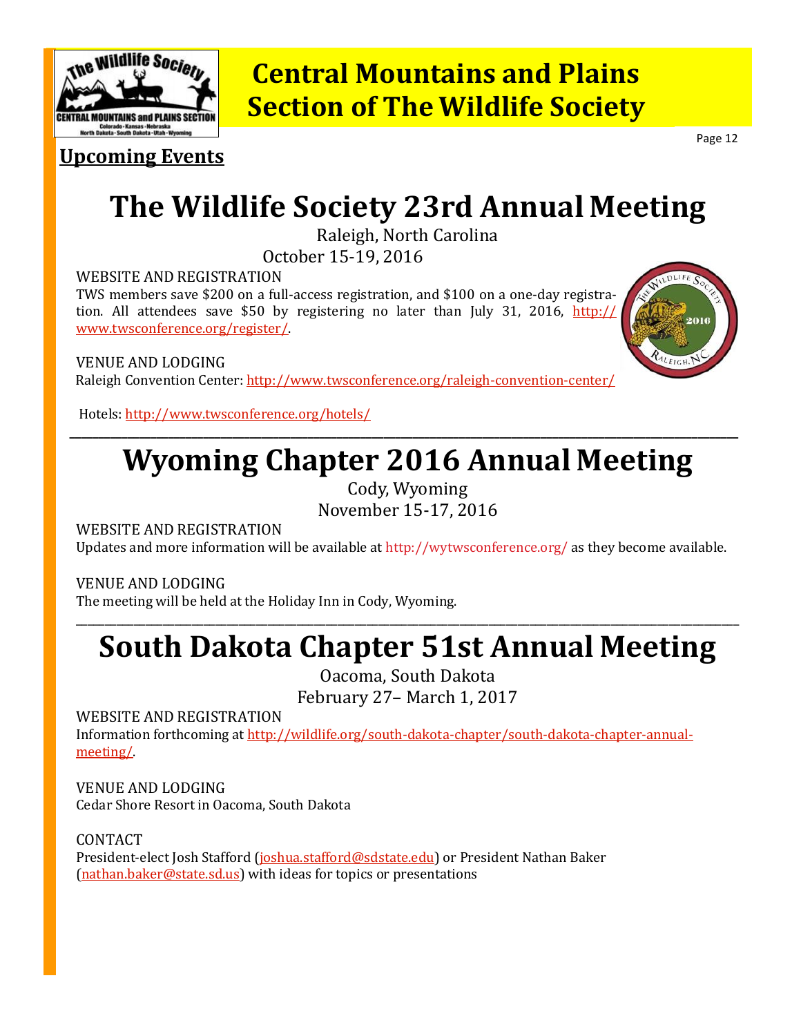# Central Mountains and Plains Section of The Wildlife Society

## Upcoming Events

# The Wildlife Society 23rd Annual Meeting

Raleigh, North Carolina

October 15-19, 2016

WEBSITE AND REGISTRATION

TWS members save $200 on a full-access registration, and $100 on a one-day registration. All attendees save $50 by registering no later than July 31, 2016, http://www.twsconference.org/register/.

VENUE AND LODGING

Raleigh Convention Center: http://www.twsconference.org/raleigh-convention-center/

Hotels: http://www.twsconference.org/hotels/

---

# Wyoming Chapter 2016 Annual Meeting

Cody, Wyoming

November 15-17, 2016

WEBSITE AND REGISTRATION

Updates and more information will be available at http://wytwsconference.org/ as they become available.

VENUE AND LODGING

The meeting will be held at the Holiday Inn in Cody, Wyoming.

---

# South Dakota Chapter 51st Annual Meeting

Oacoma, South Dakota

February 27– March 1, 2017

WEBSITE AND REGISTRATION

Information forthcoming at http://wildlife.org/south-dakota-chapter/south-dakota-chapter-annual-meeting/.

VENUE AND LODGING

Cedar Shore Resort in Oacoma, South Dakota

CONTACT

President-elect Josh Stafford (joshua.stafford@sdstate.edu) or President Nathan Baker (nathan.baker@state.sd.us) with ideas for topics or presentations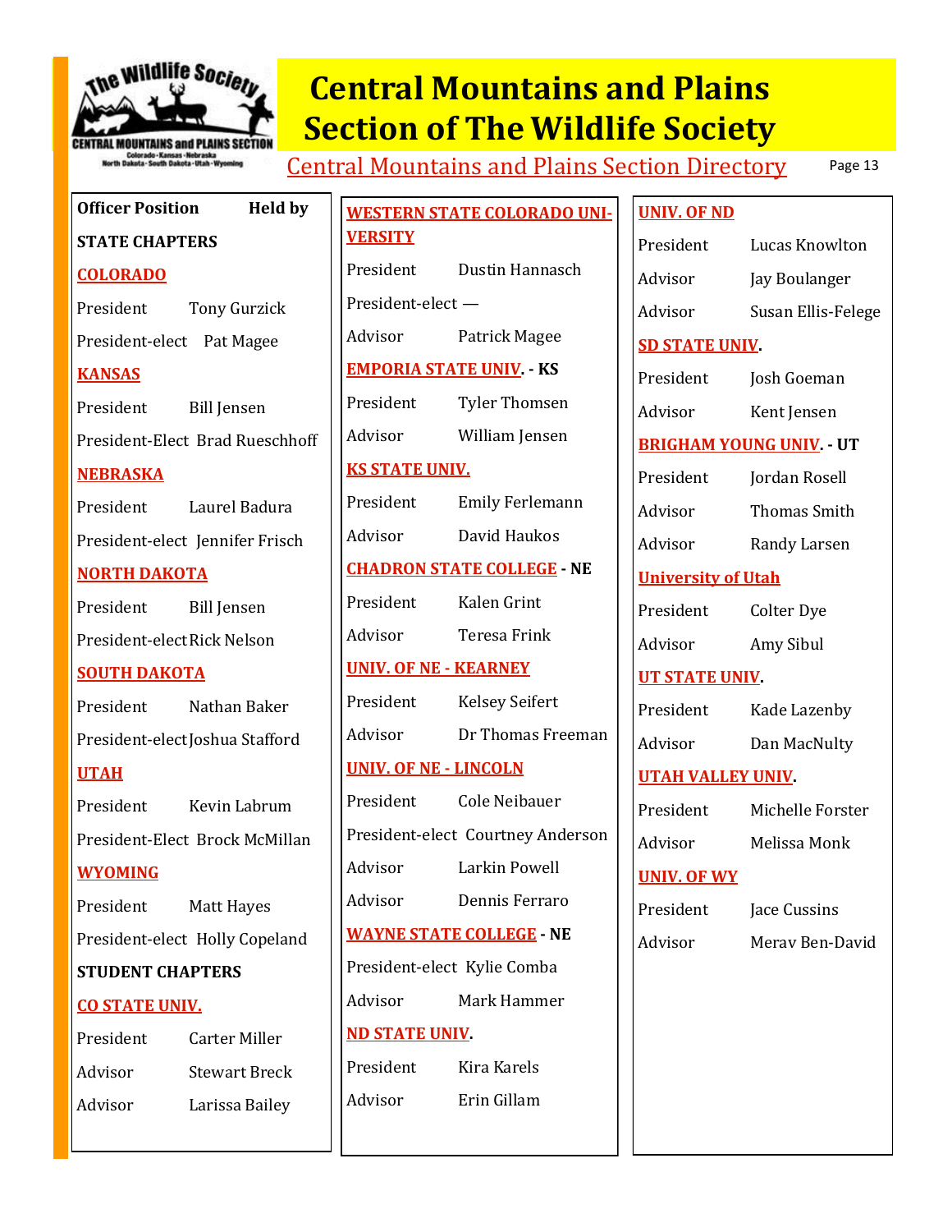# Central Mountains and Plains Section of The Wildlife Society

## Central Mountains and Plains Section Directory

| Officer Position | Held by |
|---|---|
| **STATE CHAPTERS** | |
| **COLORADO** | |
| President | Tony Gurzick |
| President-elect | Pat Magee |
| **KANSAS** | |
| President | Bill Jensen |
| President-Elect | Brad Rueschhoff |
| **NEBRASKA** | |
| President | Laurel Badura |
| President-elect | Jennifer Frisch |
| **NORTH DAKOTA** | |
| President | Bill Jensen |
| President-elect | Rick Nelson |
| **SOUTH DAKOTA** | |
| President | Nathan Baker |
| President-elect | Joshua Stafford |
| **UTAH** | |
| President | Kevin Labrum |
| President-Elect | Brock McMillan |
| **WYOMING** | |
| President | Matt Hayes |
| President-elect | Holly Copeland |
| **STUDENT CHAPTERS** | |
| **CO STATE UNIV.** | |
| President | Carter Miller |
| Advisor | Stewart Breck |
| Advisor | Larissa Bailey |
| **WESTERN STATE COLORADO UNIVERSITY** | |
| President | Dustin Hannasch |
| President-elect | — |
| Advisor | Patrick Magee |
| **EMPORIA STATE UNIV. - KS** | |
| President | Tyler Thomsen |
| Advisor | William Jensen |
| **KS STATE UNIV.** | |
| President | Emily Ferlemann |
| Advisor | David Haukos |
| **CHADRON STATE COLLEGE - NE** | |
| President | Kalen Grint |
| Advisor | Teresa Frink |
| **UNIV. OF NE - KEARNEY** | |
| President | Kelsey Seifert |
| Advisor | Dr Thomas Freeman |
| **UNIV. OF NE - LINCOLN** | |
| President | Cole Neibauer |
| President-elect | Courtney Anderson |
| Advisor | Larkin Powell |
| Advisor | Dennis Ferraro |
| **WAYNE STATE COLLEGE - NE** | |
| President-elect | Kylie Comba |
| Advisor | Mark Hammer |
| **ND STATE UNIV.** | |
| President | Kira Karels |
| Advisor | Erin Gillam |
| **UNIV. OF ND** | |
| President | Lucas Knowlton |
| Advisor | Jay Boulanger |
| Advisor | Susan Ellis-Felege |
| **SD STATE UNIV.** | |
| President | Josh Goeman |
| Advisor | Kent Jensen |
| **BRIGHAM YOUNG UNIV. - UT** | |
| President | Jordan Rosell |
| Advisor | Thomas Smith |
| Advisor | Randy Larsen |
| **University of Utah** | |
| President | Colter Dye |
| Advisor | Amy Sibul |
| **UT STATE UNIV.** | |
| President | Kade Lazenby |
| Advisor | Dan MacNulty |
| **UTAH VALLEY UNIV.** | |
| President | Michelle Forster |
| Advisor | Melissa Monk |
| **UNIV. OF WY** | |
| President | Jace Cussins |
| Advisor | Merav Ben-David |